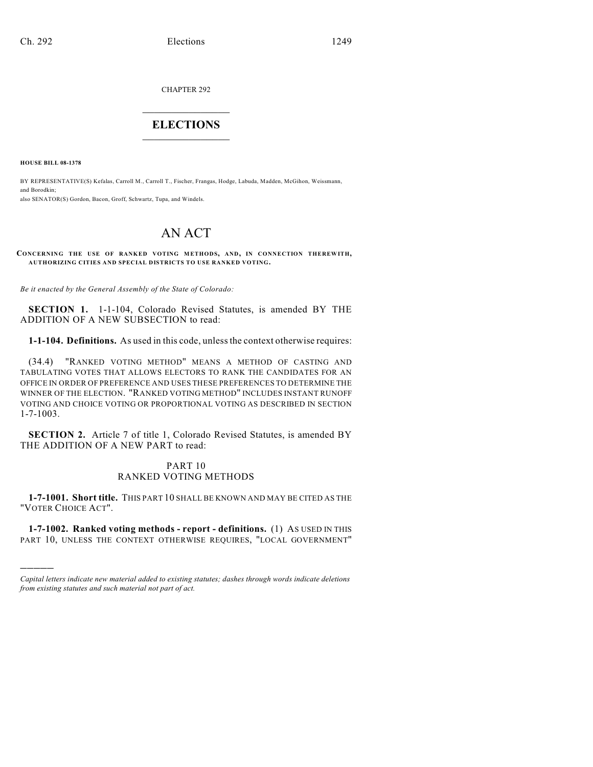CHAPTER 292

# ELECTIONS

**HOUSE BILL 08-1378**

BY REPRESENTATIVE(S) Kefalas, Carroll M., Carroll T., Fischer, Frangas, Hodge, Labuda, Madden, McGihon, Weissmann, and Borodkin;
also SENATOR(S) Gordon, Bacon, Groff, Schwartz, Tupa, and Windels.

# AN ACT

**CONCERNING THE USE OF RANKED VOTING METHODS, AND, IN CONNECTION THEREWITH, AUTHORIZING CITIES AND SPECIAL DISTRICTS TO USE RANKED VOTING.**

*Be it enacted by the General Assembly of the State of Colorado:*

**SECTION 1.** 1-1-104, Colorado Revised Statutes, is amended BY THE ADDITION OF A NEW SUBSECTION to read:

**1-1-104. Definitions.** As used in this code, unless the context otherwise requires:

(34.4) "RANKED VOTING METHOD" MEANS A METHOD OF CASTING AND TABULATING VOTES THAT ALLOWS ELECTORS TO RANK THE CANDIDATES FOR AN OFFICE IN ORDER OF PREFERENCE AND USES THESE PREFERENCES TO DETERMINE THE WINNER OF THE ELECTION. "RANKED VOTING METHOD" INCLUDES INSTANT RUNOFF VOTING AND CHOICE VOTING OR PROPORTIONAL VOTING AS DESCRIBED IN SECTION 1-7-1003.

**SECTION 2.** Article 7 of title 1, Colorado Revised Statutes, is amended BY THE ADDITION OF A NEW PART to read:

## PART 10
## RANKED VOTING METHODS

**1-7-1001. Short title.** THIS PART 10 SHALL BE KNOWN AND MAY BE CITED AS THE "VOTER CHOICE ACT".

**1-7-1002. Ranked voting methods - report - definitions.** (1) AS USED IN THIS PART 10, UNLESS THE CONTEXT OTHERWISE REQUIRES, "LOCAL GOVERNMENT"

---

*Capital letters indicate new material added to existing statutes; dashes through words indicate deletions from existing statutes and such material not part of act.*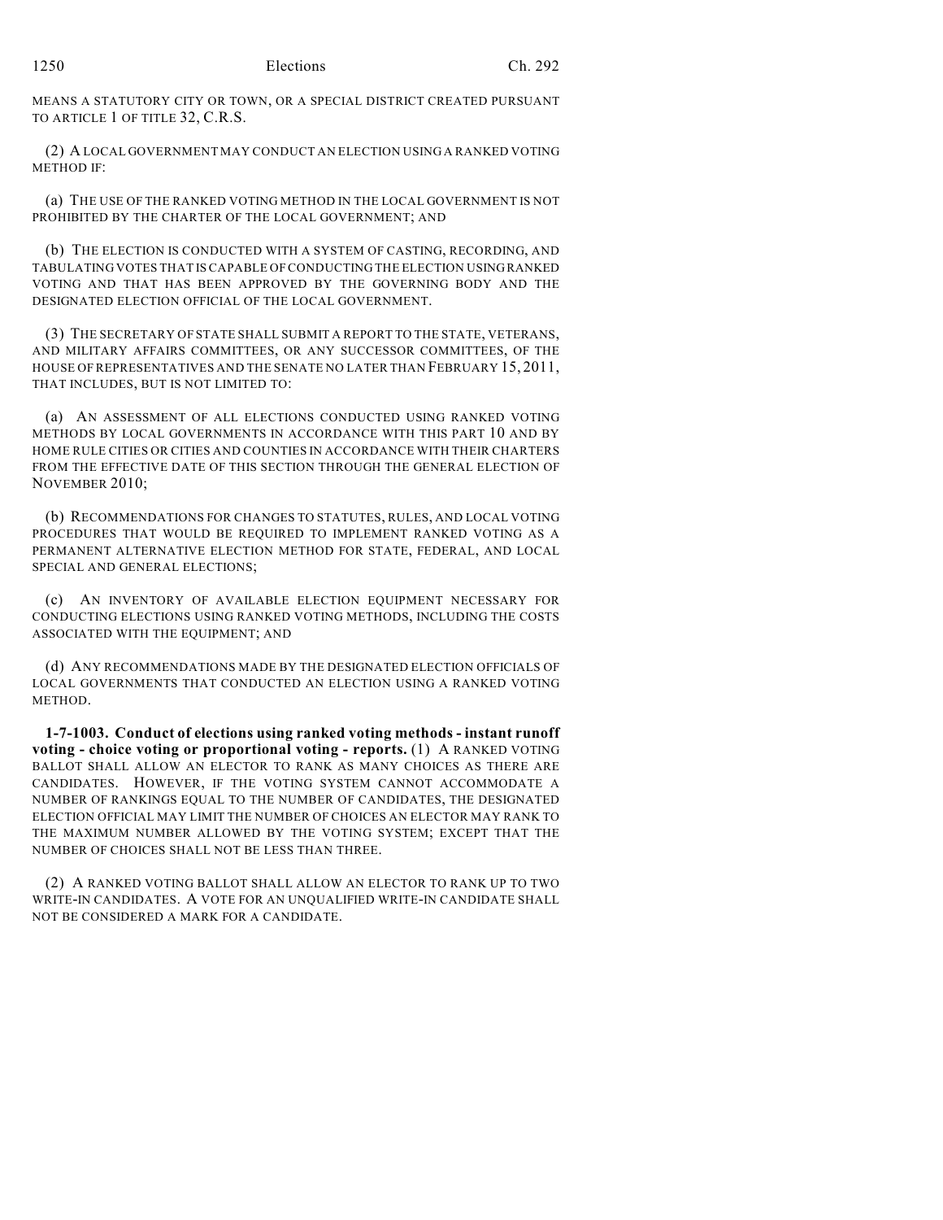MEANS A STATUTORY CITY OR TOWN, OR A SPECIAL DISTRICT CREATED PURSUANT TO ARTICLE 1 OF TITLE 32, C.R.S.

(2) A LOCAL GOVERNMENT MAY CONDUCT AN ELECTION USING A RANKED VOTING METHOD IF:

(a) THE USE OF THE RANKED VOTING METHOD IN THE LOCAL GOVERNMENT IS NOT PROHIBITED BY THE CHARTER OF THE LOCAL GOVERNMENT; AND

(b) THE ELECTION IS CONDUCTED WITH A SYSTEM OF CASTING, RECORDING, AND TABULATING VOTES THAT IS CAPABLE OF CONDUCTING THE ELECTION USING RANKED VOTING AND THAT HAS BEEN APPROVED BY THE GOVERNING BODY AND THE DESIGNATED ELECTION OFFICIAL OF THE LOCAL GOVERNMENT.

(3) THE SECRETARY OF STATE SHALL SUBMIT A REPORT TO THE STATE, VETERANS, AND MILITARY AFFAIRS COMMITTEES, OR ANY SUCCESSOR COMMITTEES, OF THE HOUSE OF REPRESENTATIVES AND THE SENATE NO LATER THAN FEBRUARY 15, 2011, THAT INCLUDES, BUT IS NOT LIMITED TO:

(a) AN ASSESSMENT OF ALL ELECTIONS CONDUCTED USING RANKED VOTING METHODS BY LOCAL GOVERNMENTS IN ACCORDANCE WITH THIS PART 10 AND BY HOME RULE CITIES OR CITIES AND COUNTIES IN ACCORDANCE WITH THEIR CHARTERS FROM THE EFFECTIVE DATE OF THIS SECTION THROUGH THE GENERAL ELECTION OF NOVEMBER 2010;

(b) RECOMMENDATIONS FOR CHANGES TO STATUTES, RULES, AND LOCAL VOTING PROCEDURES THAT WOULD BE REQUIRED TO IMPLEMENT RANKED VOTING AS A PERMANENT ALTERNATIVE ELECTION METHOD FOR STATE, FEDERAL, AND LOCAL SPECIAL AND GENERAL ELECTIONS;

(c) AN INVENTORY OF AVAILABLE ELECTION EQUIPMENT NECESSARY FOR CONDUCTING ELECTIONS USING RANKED VOTING METHODS, INCLUDING THE COSTS ASSOCIATED WITH THE EQUIPMENT; AND

(d) ANY RECOMMENDATIONS MADE BY THE DESIGNATED ELECTION OFFICIALS OF LOCAL GOVERNMENTS THAT CONDUCTED AN ELECTION USING A RANKED VOTING METHOD.

**1-7-1003. Conduct of elections using ranked voting methods - instant runoff voting - choice voting or proportional voting - reports.** (1) A RANKED VOTING BALLOT SHALL ALLOW AN ELECTOR TO RANK AS MANY CHOICES AS THERE ARE CANDIDATES. HOWEVER, IF THE VOTING SYSTEM CANNOT ACCOMMODATE A NUMBER OF RANKINGS EQUAL TO THE NUMBER OF CANDIDATES, THE DESIGNATED ELECTION OFFICIAL MAY LIMIT THE NUMBER OF CHOICES AN ELECTOR MAY RANK TO THE MAXIMUM NUMBER ALLOWED BY THE VOTING SYSTEM; EXCEPT THAT THE NUMBER OF CHOICES SHALL NOT BE LESS THAN THREE.

(2) A RANKED VOTING BALLOT SHALL ALLOW AN ELECTOR TO RANK UP TO TWO WRITE-IN CANDIDATES. A VOTE FOR AN UNQUALIFIED WRITE-IN CANDIDATE SHALL NOT BE CONSIDERED A MARK FOR A CANDIDATE.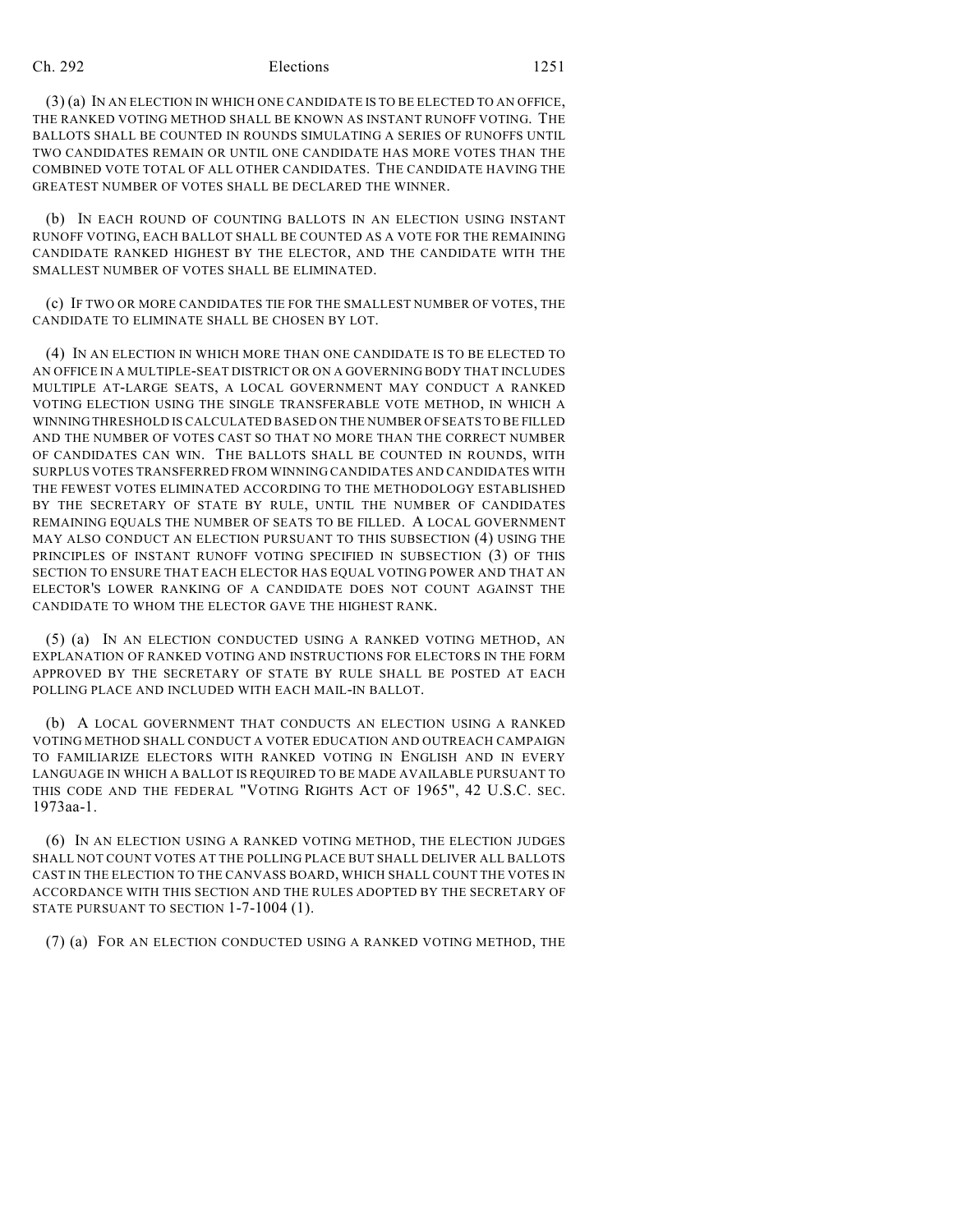(3) (a) IN AN ELECTION IN WHICH ONE CANDIDATE IS TO BE ELECTED TO AN OFFICE, THE RANKED VOTING METHOD SHALL BE KNOWN AS INSTANT RUNOFF VOTING. THE BALLOTS SHALL BE COUNTED IN ROUNDS SIMULATING A SERIES OF RUNOFFS UNTIL TWO CANDIDATES REMAIN OR UNTIL ONE CANDIDATE HAS MORE VOTES THAN THE COMBINED VOTE TOTAL OF ALL OTHER CANDIDATES. THE CANDIDATE HAVING THE GREATEST NUMBER OF VOTES SHALL BE DECLARED THE WINNER.

(b) IN EACH ROUND OF COUNTING BALLOTS IN AN ELECTION USING INSTANT RUNOFF VOTING, EACH BALLOT SHALL BE COUNTED AS A VOTE FOR THE REMAINING CANDIDATE RANKED HIGHEST BY THE ELECTOR, AND THE CANDIDATE WITH THE SMALLEST NUMBER OF VOTES SHALL BE ELIMINATED.

(c) IF TWO OR MORE CANDIDATES TIE FOR THE SMALLEST NUMBER OF VOTES, THE CANDIDATE TO ELIMINATE SHALL BE CHOSEN BY LOT.

(4) IN AN ELECTION IN WHICH MORE THAN ONE CANDIDATE IS TO BE ELECTED TO AN OFFICE IN A MULTIPLE-SEAT DISTRICT OR ON A GOVERNING BODY THAT INCLUDES MULTIPLE AT-LARGE SEATS, A LOCAL GOVERNMENT MAY CONDUCT A RANKED VOTING ELECTION USING THE SINGLE TRANSFERABLE VOTE METHOD, IN WHICH A WINNING THRESHOLD IS CALCULATED BASED ON THE NUMBER OF SEATS TO BE FILLED AND THE NUMBER OF VOTES CAST SO THAT NO MORE THAN THE CORRECT NUMBER OF CANDIDATES CAN WIN. THE BALLOTS SHALL BE COUNTED IN ROUNDS, WITH SURPLUS VOTES TRANSFERRED FROM WINNING CANDIDATES AND CANDIDATES WITH THE FEWEST VOTES ELIMINATED ACCORDING TO THE METHODOLOGY ESTABLISHED BY THE SECRETARY OF STATE BY RULE, UNTIL THE NUMBER OF CANDIDATES REMAINING EQUALS THE NUMBER OF SEATS TO BE FILLED. A LOCAL GOVERNMENT MAY ALSO CONDUCT AN ELECTION PURSUANT TO THIS SUBSECTION (4) USING THE PRINCIPLES OF INSTANT RUNOFF VOTING SPECIFIED IN SUBSECTION (3) OF THIS SECTION TO ENSURE THAT EACH ELECTOR HAS EQUAL VOTING POWER AND THAT AN ELECTOR'S LOWER RANKING OF A CANDIDATE DOES NOT COUNT AGAINST THE CANDIDATE TO WHOM THE ELECTOR GAVE THE HIGHEST RANK.

(5) (a) IN AN ELECTION CONDUCTED USING A RANKED VOTING METHOD, AN EXPLANATION OF RANKED VOTING AND INSTRUCTIONS FOR ELECTORS IN THE FORM APPROVED BY THE SECRETARY OF STATE BY RULE SHALL BE POSTED AT EACH POLLING PLACE AND INCLUDED WITH EACH MAIL-IN BALLOT.

(b) A LOCAL GOVERNMENT THAT CONDUCTS AN ELECTION USING A RANKED VOTING METHOD SHALL CONDUCT A VOTER EDUCATION AND OUTREACH CAMPAIGN TO FAMILIARIZE ELECTORS WITH RANKED VOTING IN ENGLISH AND IN EVERY LANGUAGE IN WHICH A BALLOT IS REQUIRED TO BE MADE AVAILABLE PURSUANT TO THIS CODE AND THE FEDERAL "VOTING RIGHTS ACT OF 1965", 42 U.S.C. SEC. 1973aa-1.

(6) IN AN ELECTION USING A RANKED VOTING METHOD, THE ELECTION JUDGES SHALL NOT COUNT VOTES AT THE POLLING PLACE BUT SHALL DELIVER ALL BALLOTS CAST IN THE ELECTION TO THE CANVASS BOARD, WHICH SHALL COUNT THE VOTES IN ACCORDANCE WITH THIS SECTION AND THE RULES ADOPTED BY THE SECRETARY OF STATE PURSUANT TO SECTION 1-7-1004 (1).

(7) (a) FOR AN ELECTION CONDUCTED USING A RANKED VOTING METHOD, THE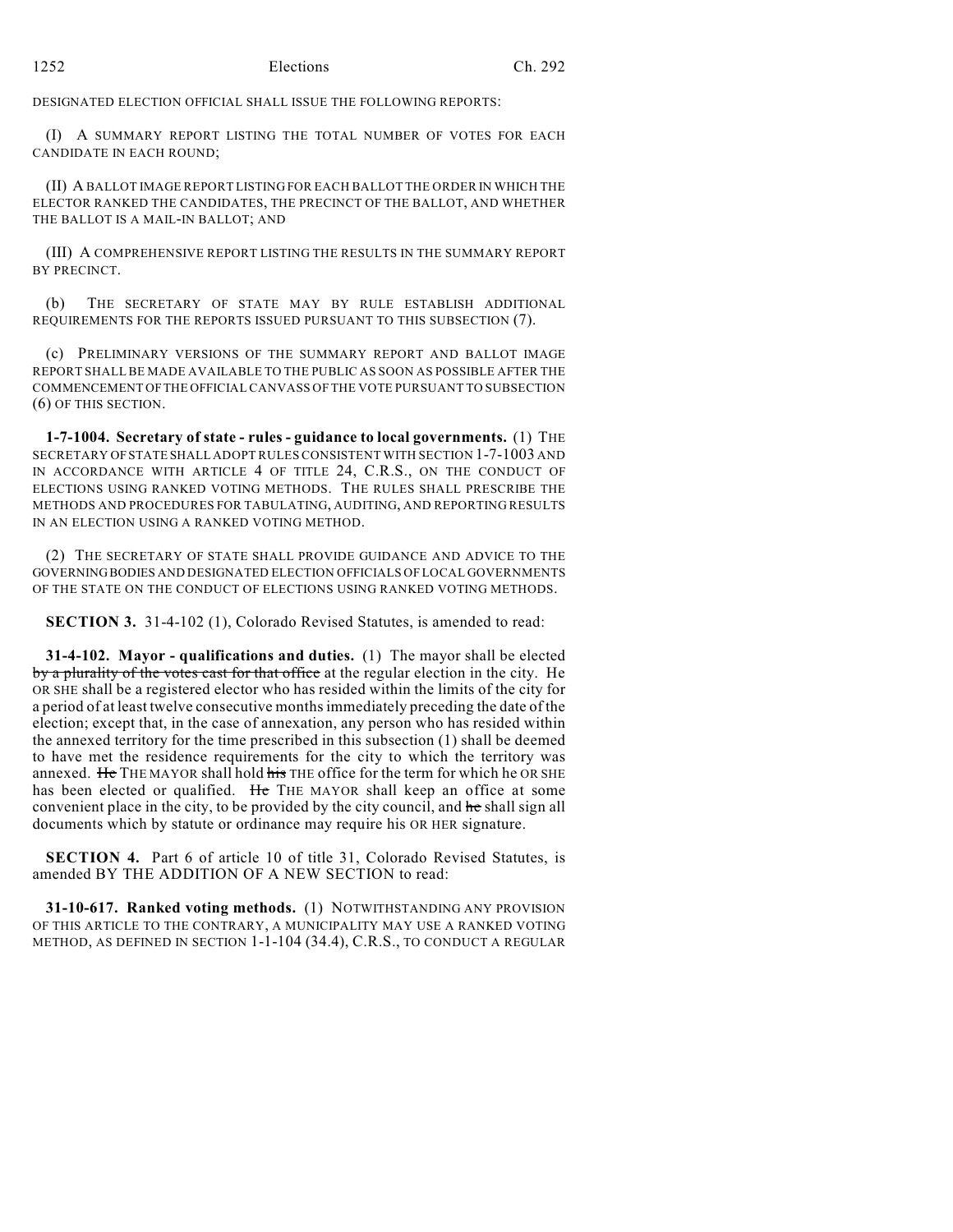DESIGNATED ELECTION OFFICIAL SHALL ISSUE THE FOLLOWING REPORTS:

(I) A SUMMARY REPORT LISTING THE TOTAL NUMBER OF VOTES FOR EACH CANDIDATE IN EACH ROUND;

(II) A BALLOT IMAGE REPORT LISTING FOR EACH BALLOT THE ORDER IN WHICH THE ELECTOR RANKED THE CANDIDATES, THE PRECINCT OF THE BALLOT, AND WHETHER THE BALLOT IS A MAIL-IN BALLOT; AND

(III) A COMPREHENSIVE REPORT LISTING THE RESULTS IN THE SUMMARY REPORT BY PRECINCT.

(b) THE SECRETARY OF STATE MAY BY RULE ESTABLISH ADDITIONAL REQUIREMENTS FOR THE REPORTS ISSUED PURSUANT TO THIS SUBSECTION (7).

(c) PRELIMINARY VERSIONS OF THE SUMMARY REPORT AND BALLOT IMAGE REPORT SHALL BE MADE AVAILABLE TO THE PUBLIC AS SOON AS POSSIBLE AFTER THE COMMENCEMENT OF THE OFFICIAL CANVASS OF THE VOTE PURSUANT TO SUBSECTION (6) OF THIS SECTION.

**1-7-1004. Secretary of state - rules - guidance to local governments.** (1) THE SECRETARY OF STATE SHALL ADOPT RULES CONSISTENT WITH SECTION 1-7-1003 AND IN ACCORDANCE WITH ARTICLE 4 OF TITLE 24, C.R.S., ON THE CONDUCT OF ELECTIONS USING RANKED VOTING METHODS. THE RULES SHALL PRESCRIBE THE METHODS AND PROCEDURES FOR TABULATING, AUDITING, AND REPORTING RESULTS IN AN ELECTION USING A RANKED VOTING METHOD.

(2) THE SECRETARY OF STATE SHALL PROVIDE GUIDANCE AND ADVICE TO THE GOVERNING BODIES AND DESIGNATED ELECTION OFFICIALS OF LOCAL GOVERNMENTS OF THE STATE ON THE CONDUCT OF ELECTIONS USING RANKED VOTING METHODS.

**SECTION 3.** 31-4-102 (1), Colorado Revised Statutes, is amended to read:

**31-4-102. Mayor - qualifications and duties.** (1) The mayor shall be elected ~~by a plurality of the votes cast for that office~~ at the regular election in the city. He OR SHE shall be a registered elector who has resided within the limits of the city for a period of at least twelve consecutive months immediately preceding the date of the election; except that, in the case of annexation, any person who has resided within the annexed territory for the time prescribed in this subsection (1) shall be deemed to have met the residence requirements for the city to which the territory was annexed. ~~He~~ THE MAYOR shall hold ~~his~~ THE office for the term for which he OR SHE has been elected or qualified. ~~He~~ THE MAYOR shall keep an office at some convenient place in the city, to be provided by the city council, and ~~he~~ shall sign all documents which by statute or ordinance may require his OR HER signature.

**SECTION 4.** Part 6 of article 10 of title 31, Colorado Revised Statutes, is amended BY THE ADDITION OF A NEW SECTION to read:

**31-10-617. Ranked voting methods.** (1) NOTWITHSTANDING ANY PROVISION OF THIS ARTICLE TO THE CONTRARY, A MUNICIPALITY MAY USE A RANKED VOTING METHOD, AS DEFINED IN SECTION 1-1-104 (34.4), C.R.S., TO CONDUCT A REGULAR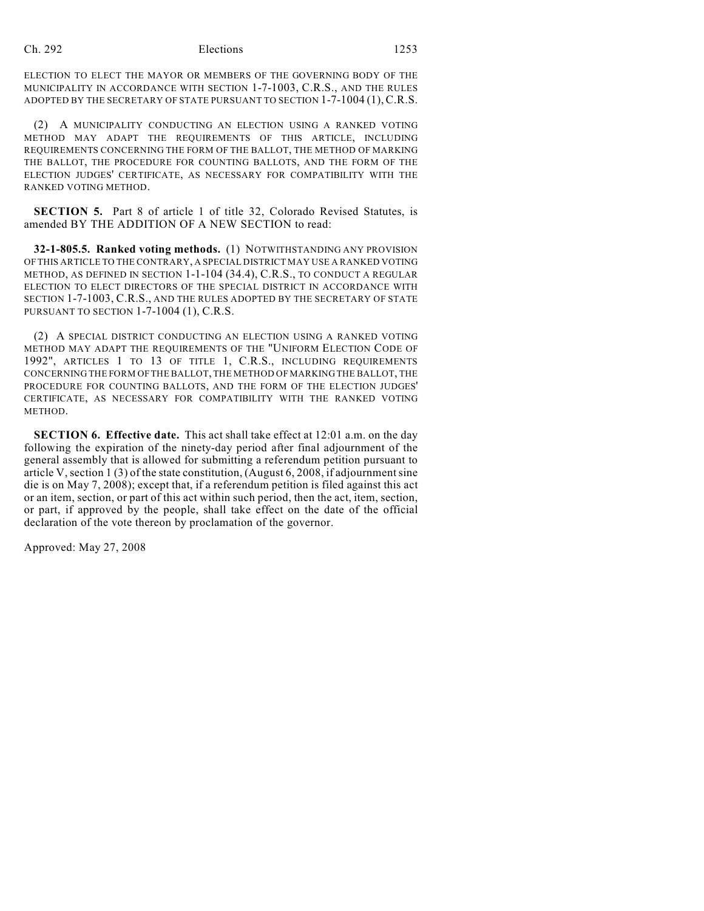ELECTION TO ELECT THE MAYOR OR MEMBERS OF THE GOVERNING BODY OF THE MUNICIPALITY IN ACCORDANCE WITH SECTION 1-7-1003, C.R.S., AND THE RULES ADOPTED BY THE SECRETARY OF STATE PURSUANT TO SECTION 1-7-1004 (1), C.R.S.

(2) A MUNICIPALITY CONDUCTING AN ELECTION USING A RANKED VOTING METHOD MAY ADAPT THE REQUIREMENTS OF THIS ARTICLE, INCLUDING REQUIREMENTS CONCERNING THE FORM OF THE BALLOT, THE METHOD OF MARKING THE BALLOT, THE PROCEDURE FOR COUNTING BALLOTS, AND THE FORM OF THE ELECTION JUDGES' CERTIFICATE, AS NECESSARY FOR COMPATIBILITY WITH THE RANKED VOTING METHOD.

**SECTION 5.** Part 8 of article 1 of title 32, Colorado Revised Statutes, is amended BY THE ADDITION OF A NEW SECTION to read:

**32-1-805.5. Ranked voting methods.** (1) NOTWITHSTANDING ANY PROVISION OF THIS ARTICLE TO THE CONTRARY, A SPECIAL DISTRICT MAY USE A RANKED VOTING METHOD, AS DEFINED IN SECTION 1-1-104 (34.4), C.R.S., TO CONDUCT A REGULAR ELECTION TO ELECT DIRECTORS OF THE SPECIAL DISTRICT IN ACCORDANCE WITH SECTION 1-7-1003, C.R.S., AND THE RULES ADOPTED BY THE SECRETARY OF STATE PURSUANT TO SECTION 1-7-1004 (1), C.R.S.

(2) A SPECIAL DISTRICT CONDUCTING AN ELECTION USING A RANKED VOTING METHOD MAY ADAPT THE REQUIREMENTS OF THE "UNIFORM ELECTION CODE OF 1992", ARTICLES 1 TO 13 OF TITLE 1, C.R.S., INCLUDING REQUIREMENTS CONCERNING THE FORM OF THE BALLOT, THE METHOD OF MARKING THE BALLOT, THE PROCEDURE FOR COUNTING BALLOTS, AND THE FORM OF THE ELECTION JUDGES' CERTIFICATE, AS NECESSARY FOR COMPATIBILITY WITH THE RANKED VOTING METHOD.

**SECTION 6. Effective date.** This act shall take effect at 12:01 a.m. on the day following the expiration of the ninety-day period after final adjournment of the general assembly that is allowed for submitting a referendum petition pursuant to article V, section 1 (3) of the state constitution, (August 6, 2008, if adjournment sine die is on May 7, 2008); except that, if a referendum petition is filed against this act or an item, section, or part of this act within such period, then the act, item, section, or part, if approved by the people, shall take effect on the date of the official declaration of the vote thereon by proclamation of the governor.

Approved: May 27, 2008